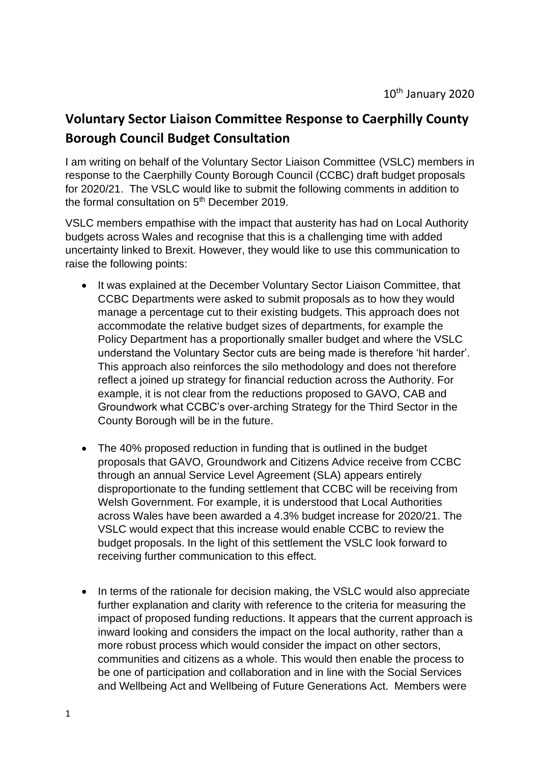10th January 2020

## Voluntary Sector Liaison Committee Response to Caerphilly County Borough Council Budget Consultation

I am writing on behalf of the Voluntary Sector Liaison Committee (VSLC) members in response to the Caerphilly County Borough Council (CCBC) draft budget proposals for 2020/21. The VSLC would like to submit the following comments in addition to the formal consultation on 5th December 2019.

VSLC members empathise with the impact that austerity has had on Local Authority budgets across Wales and recognise that this is a challenging time with added uncertainty linked to Brexit. However, they would like to use this communication to raise the following points:

- It was explained at the December Voluntary Sector Liaison Committee, that CCBC Departments were asked to submit proposals as to how they would manage a percentage cut to their existing budgets. This approach does not accommodate the relative budget sizes of departments, for example the Policy Department has a proportionally smaller budget and where the VSLC understand the Voluntary Sector cuts are being made is therefore 'hit harder'. This approach also reinforces the silo methodology and does not therefore reflect a joined up strategy for financial reduction across the Authority. For example, it is not clear from the reductions proposed to GAVO, CAB and Groundwork what CCBC's over-arching Strategy for the Third Sector in the County Borough will be in the future.

- The 40% proposed reduction in funding that is outlined in the budget proposals that GAVO, Groundwork and Citizens Advice receive from CCBC through an annual Service Level Agreement (SLA) appears entirely disproportionate to the funding settlement that CCBC will be receiving from Welsh Government. For example, it is understood that Local Authorities across Wales have been awarded a 4.3% budget increase for 2020/21. The VSLC would expect that this increase would enable CCBC to review the budget proposals. In the light of this settlement the VSLC look forward to receiving further communication to this effect.

- In terms of the rationale for decision making, the VSLC would also appreciate further explanation and clarity with reference to the criteria for measuring the impact of proposed funding reductions. It appears that the current approach is inward looking and considers the impact on the local authority, rather than a more robust process which would consider the impact on other sectors, communities and citizens as a whole. This would then enable the process to be one of participation and collaboration and in line with the Social Services and Wellbeing Act and Wellbeing of Future Generations Act. Members were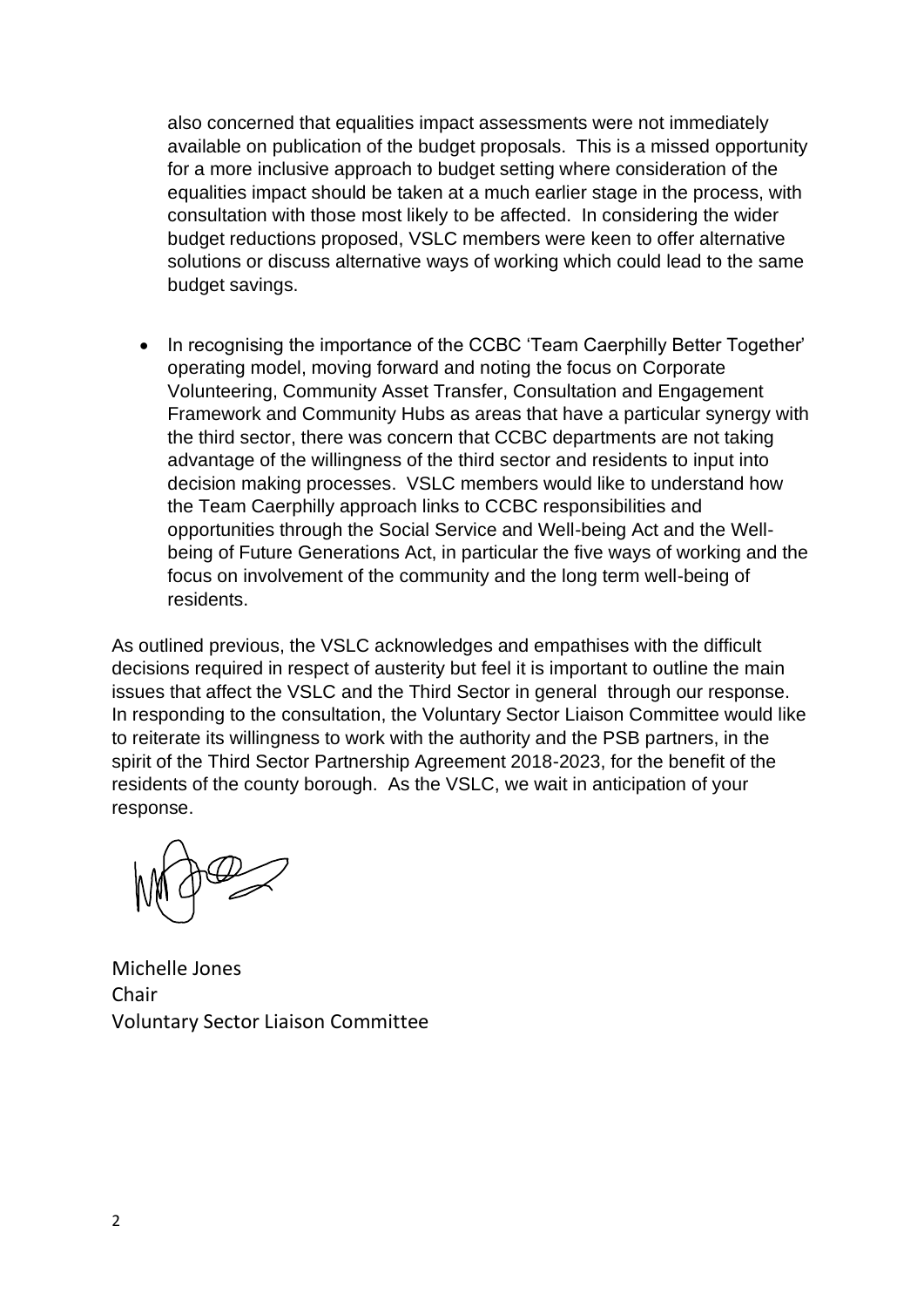also concerned that equalities impact assessments were not immediately available on publication of the budget proposals. This is a missed opportunity for a more inclusive approach to budget setting where consideration of the equalities impact should be taken at a much earlier stage in the process, with consultation with those most likely to be affected. In considering the wider budget reductions proposed, VSLC members were keen to offer alternative solutions or discuss alternative ways of working which could lead to the same budget savings.

- In recognising the importance of the CCBC 'Team Caerphilly Better Together' operating model, moving forward and noting the focus on Corporate Volunteering, Community Asset Transfer, Consultation and Engagement Framework and Community Hubs as areas that have a particular synergy with the third sector, there was concern that CCBC departments are not taking advantage of the willingness of the third sector and residents to input into decision making processes. VSLC members would like to understand how the Team Caerphilly approach links to CCBC responsibilities and opportunities through the Social Service and Well-being Act and the Well-being of Future Generations Act, in particular the five ways of working and the focus on involvement of the community and the long term well-being of residents.

As outlined previous, the VSLC acknowledges and empathises with the difficult decisions required in respect of austerity but feel it is important to outline the main issues that affect the VSLC and the Third Sector in general through our response. In responding to the consultation, the Voluntary Sector Liaison Committee would like to reiterate its willingness to work with the authority and the PSB partners, in the spirit of the Third Sector Partnership Agreement 2018-2023, for the benefit of the residents of the county borough. As the VSLC, we wait in anticipation of your response.

Michelle Jones
Chair
Voluntary Sector Liaison Committee